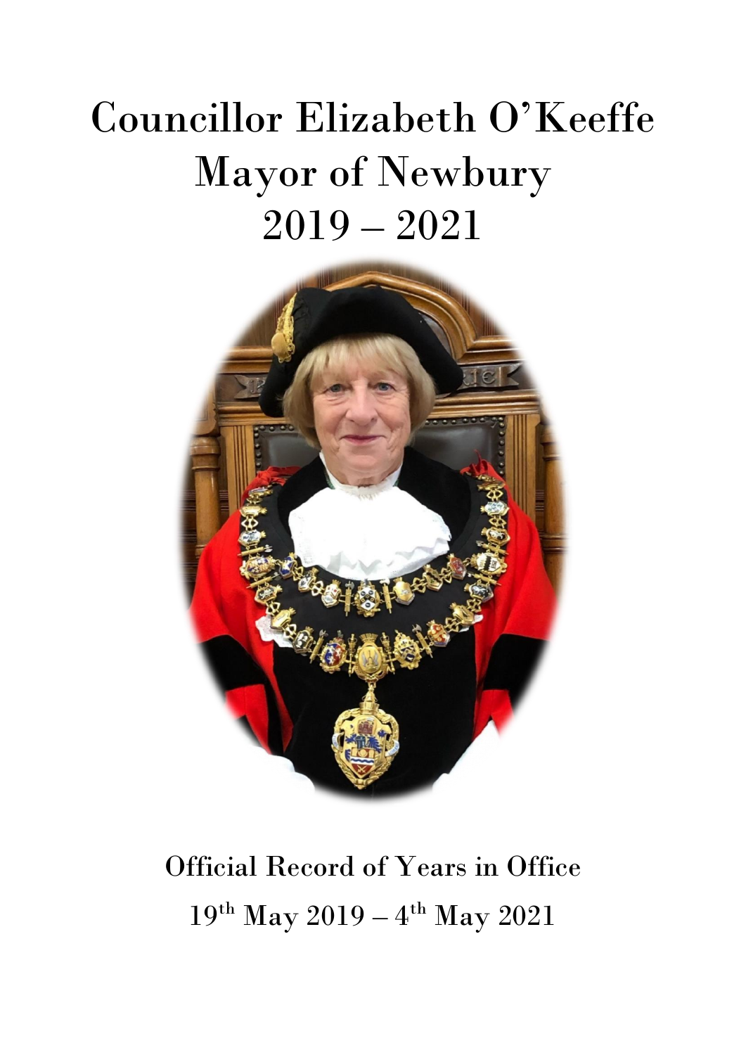# Councillor Elizabeth O'Keeffe
# Mayor of Newbury
# 2019 – 2021

Official Record of Years in Office

19th May 2019 – 4th May 2021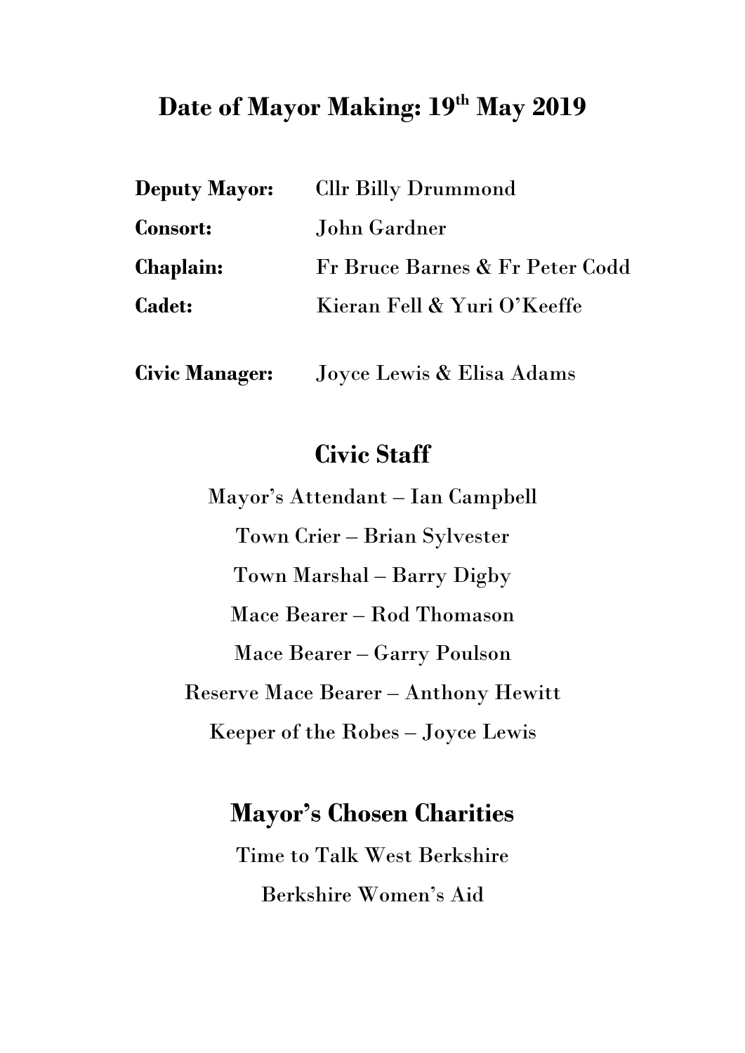## Date of Mayor Making: 19th May 2019

**Deputy Mayor:** Cllr Billy Drummond

**Consort:** John Gardner

**Chaplain:** Fr Bruce Barnes & Fr Peter Codd

**Cadet:** Kieran Fell & Yuri O'Keeffe

**Civic Manager:** Joyce Lewis & Elisa Adams

## Civic Staff

Mayor's Attendant – Ian Campbell

Town Crier – Brian Sylvester

Town Marshal – Barry Digby

Mace Bearer – Rod Thomason

Mace Bearer – Garry Poulson

Reserve Mace Bearer – Anthony Hewitt

Keeper of the Robes – Joyce Lewis

## Mayor's Chosen Charities

Time to Talk West Berkshire

Berkshire Women's Aid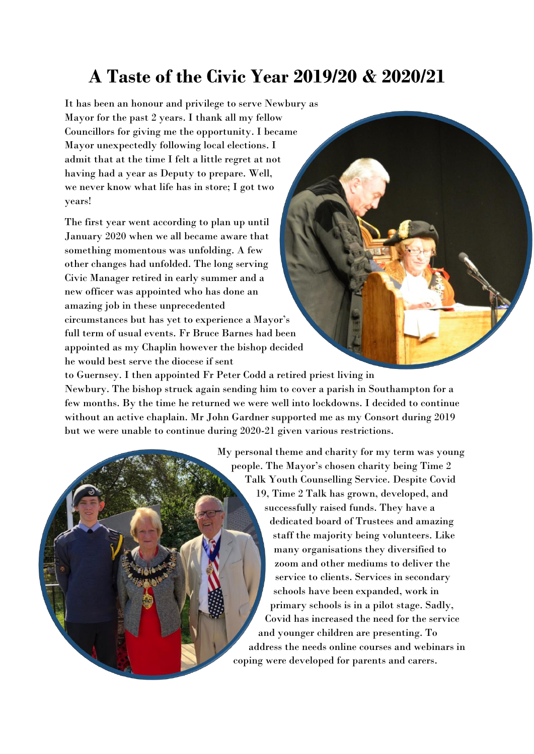# A Taste of the Civic Year 2019/20 & 2020/21

It has been an honour and privilege to serve Newbury as Mayor for the past 2 years. I thank all my fellow Councillors for giving me the opportunity. I became Mayor unexpectedly following local elections. I admit that at the time I felt a little regret at not having had a year as Deputy to prepare. Well, we never know what life has in store; I got two years!

The first year went according to plan up until January 2020 when we all became aware that something momentous was unfolding. A few other changes had unfolded. The long serving Civic Manager retired in early summer and a new officer was appointed who has done an amazing job in these unprecedented circumstances but has yet to experience a Mayor's full term of usual events. Fr Bruce Barnes had been appointed as my Chaplin however the bishop decided he would best serve the diocese if sent to Guernsey. I then appointed Fr Peter Codd a retired priest living in Newbury. The bishop struck again sending him to cover a parish in Southampton for a few months. By the time he returned we were well into lockdowns. I decided to continue without an active chaplain. Mr John Gardner supported me as my Consort during 2019 but we were unable to continue during 2020-21 given various restrictions.

My personal theme and charity for my term was young people. The Mayor's chosen charity being Time 2 Talk Youth Counselling Service. Despite Covid 19, Time 2 Talk has grown, developed, and successfully raised funds. They have a dedicated board of Trustees and amazing staff the majority being volunteers. Like many organisations they diversified to zoom and other mediums to deliver the service to clients. Services in secondary schools have been expanded, work in primary schools is in a pilot stage. Sadly, Covid has increased the need for the service and younger children are presenting. To address the needs online courses and webinars in coping were developed for parents and carers.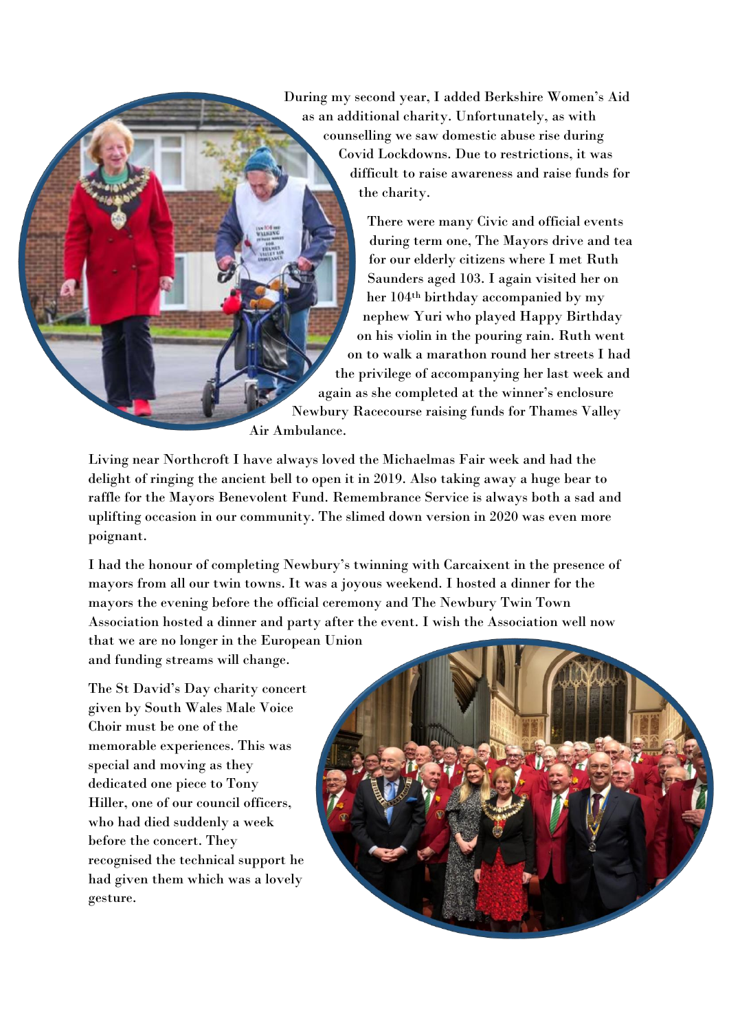During my second year, I added Berkshire Women's Aid as an additional charity. Unfortunately, as with counselling we saw domestic abuse rise during Covid Lockdowns. Due to restrictions, it was difficult to raise awareness and raise funds for the charity.

There were many Civic and official events during term one, The Mayors drive and tea for our elderly citizens where I met Ruth Saunders aged 103. I again visited her on her 104th birthday accompanied by my nephew Yuri who played Happy Birthday on his violin in the pouring rain. Ruth went on to walk a marathon round her streets I had the privilege of accompanying her last week and again as she completed at the winner's enclosure Newbury Racecourse raising funds for Thames Valley Air Ambulance.

Living near Northcroft I have always loved the Michaelmas Fair week and had the delight of ringing the ancient bell to open it in 2019. Also taking away a huge bear to raffle for the Mayors Benevolent Fund. Remembrance Service is always both a sad and uplifting occasion in our community. The slimed down version in 2020 was even more poignant.

I had the honour of completing Newbury's twinning with Carcaixent in the presence of mayors from all our twin towns. It was a joyous weekend. I hosted a dinner for the mayors the evening before the official ceremony and The Newbury Twin Town Association hosted a dinner and party after the event. I wish the Association well now that we are no longer in the European Union and funding streams will change.

The St David's Day charity concert given by South Wales Male Voice Choir must be one of the memorable experiences. This was special and moving as they dedicated one piece to Tony Hiller, one of our council officers, who had died suddenly a week before the concert. They recognised the technical support he had given them which was a lovely gesture.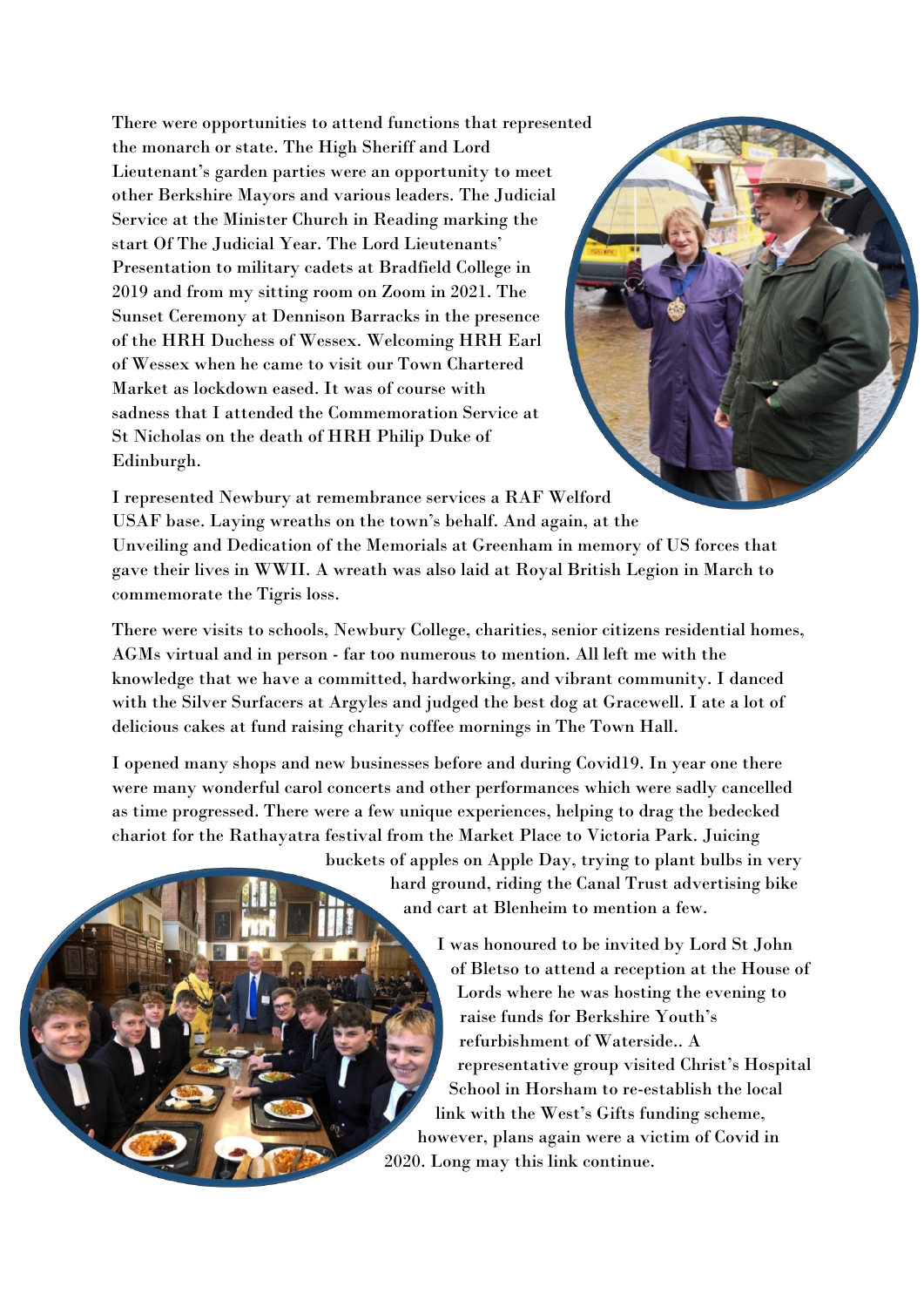There were opportunities to attend functions that represented the monarch or state. The High Sheriff and Lord Lieutenant's garden parties were an opportunity to meet other Berkshire Mayors and various leaders. The Judicial Service at the Minister Church in Reading marking the start Of The Judicial Year. The Lord Lieutenants' Presentation to military cadets at Bradfield College in 2019 and from my sitting room on Zoom in 2021. The Sunset Ceremony at Dennison Barracks in the presence of the HRH Duchess of Wessex. Welcoming HRH Earl of Wessex when he came to visit our Town Chartered Market as lockdown eased. It was of course with sadness that I attended the Commemoration Service at St Nicholas on the death of HRH Philip Duke of Edinburgh.

I represented Newbury at remembrance services a RAF Welford USAF base. Laying wreaths on the town's behalf. And again, at the Unveiling and Dedication of the Memorials at Greenham in memory of US forces that gave their lives in WWII. A wreath was also laid at Royal British Legion in March to commemorate the Tigris loss.

There were visits to schools, Newbury College, charities, senior citizens residential homes, AGMs virtual and in person - far too numerous to mention. All left me with the knowledge that we have a committed, hardworking, and vibrant community. I danced with the Silver Surfacers at Argyles and judged the best dog at Gracewell. I ate a lot of delicious cakes at fund raising charity coffee mornings in The Town Hall.

I opened many shops and new businesses before and during Covid19. In year one there were many wonderful carol concerts and other performances which were sadly cancelled as time progressed. There were a few unique experiences, helping to drag the bedecked chariot for the Rathayatra festival from the Market Place to Victoria Park. Juicing buckets of apples on Apple Day, trying to plant bulbs in very hard ground, riding the Canal Trust advertising bike and cart at Blenheim to mention a few.

I was honoured to be invited by Lord St John of Bletso to attend a reception at the House of Lords where he was hosting the evening to raise funds for Berkshire Youth's refurbishment of Waterside.. A representative group visited Christ's Hospital School in Horsham to re-establish the local link with the West's Gifts funding scheme, however, plans again were a victim of Covid in 2020. Long may this link continue.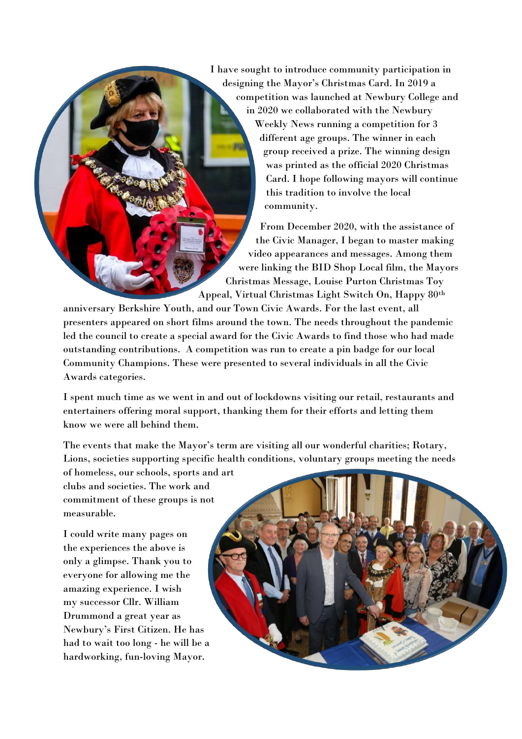I have sought to introduce community participation in designing the Mayor's Christmas Card. In 2019 a competition was launched at Newbury College and in 2020 we collaborated with the Newbury Weekly News running a competition for 3 different age groups. The winner in each group received a prize. The winning design was printed as the official 2020 Christmas Card. I hope following mayors will continue this tradition to involve the local community.

From December 2020, with the assistance of the Civic Manager, I began to master making video appearances and messages. Among them were linking the BID Shop Local film, the Mayors Christmas Message, Louise Purton Christmas Toy Appeal, Virtual Christmas Light Switch On, Happy 80th anniversary Berkshire Youth, and our Town Civic Awards. For the last event, all presenters appeared on short films around the town. The needs throughout the pandemic led the council to create a special award for the Civic Awards to find those who had made outstanding contributions. A competition was run to create a pin badge for our local Community Champions. These were presented to several individuals in all the Civic Awards categories.

I spent much time as we went in and out of lockdowns visiting our retail, restaurants and entertainers offering moral support, thanking them for their efforts and letting them know we were all behind them.

The events that make the Mayor's term are visiting all our wonderful charities; Rotary, Lions, societies supporting specific health conditions, voluntary groups meeting the needs of homeless, our schools, sports and art clubs and societies. The work and commitment of these groups is not measurable.

I could write many pages on the experiences the above is only a glimpse. Thank you to everyone for allowing me the amazing experience. I wish my successor Cllr. William Drummond a great year as Newbury's First Citizen. He has had to wait too long - he will be a hardworking, fun-loving Mayor.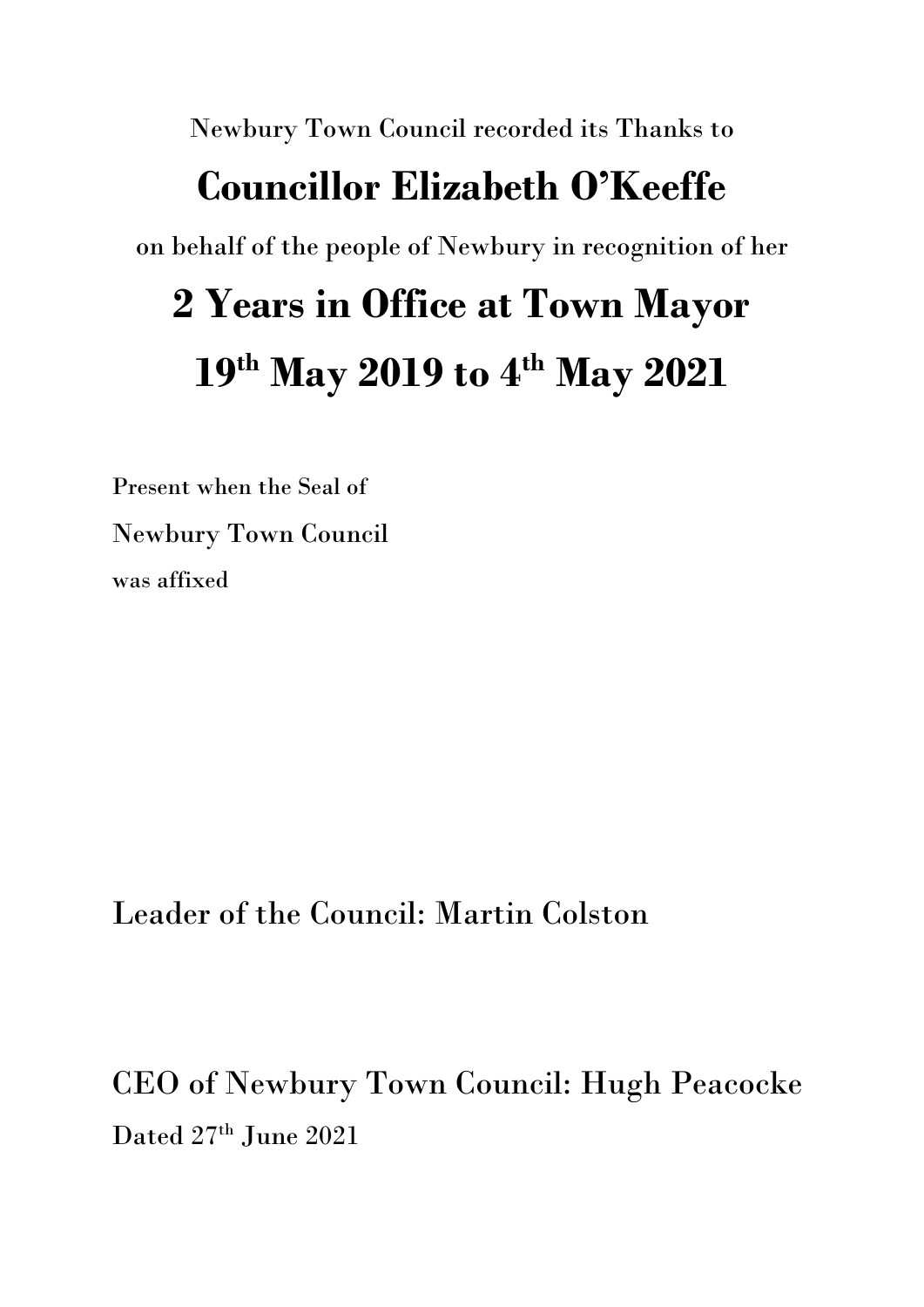Newbury Town Council recorded its Thanks to

# Councillor Elizabeth O'Keeffe

on behalf of the people of Newbury in recognition of her

# 2 Years in Office at Town Mayor

# 19th May 2019 to 4th May 2021

Present when the Seal of

Newbury Town Council

was affixed

Leader of the Council: Martin Colston

CEO of Newbury Town Council: Hugh Peacocke

Dated 27th June 2021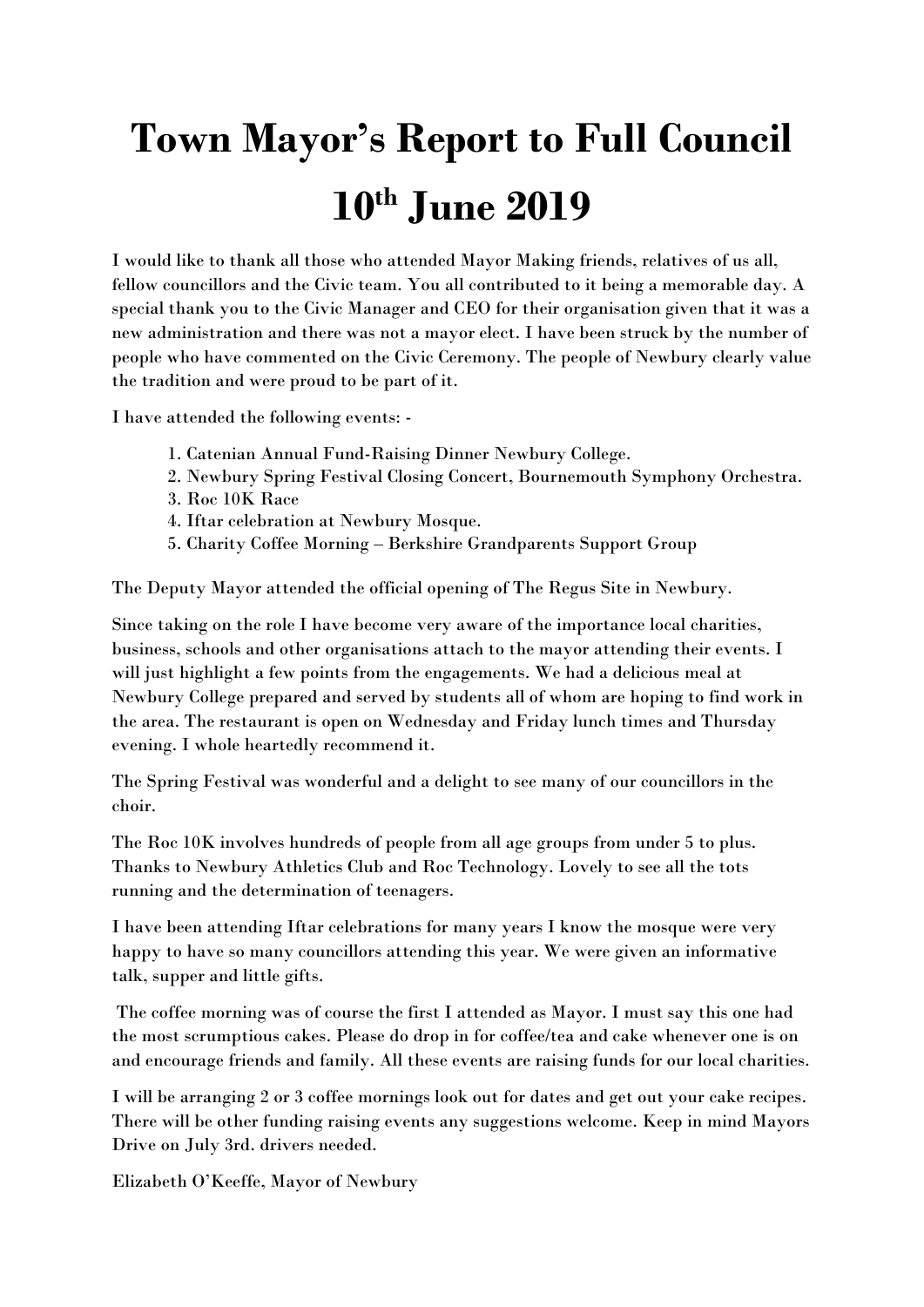# Town Mayor's Report to Full Council 10th June 2019

I would like to thank all those who attended Mayor Making friends, relatives of us all, fellow councillors and the Civic team. You all contributed to it being a memorable day. A special thank you to the Civic Manager and CEO for their organisation given that it was a new administration and there was not a mayor elect. I have been struck by the number of people who have commented on the Civic Ceremony. The people of Newbury clearly value the tradition and were proud to be part of it.

I have attended the following events: -

1. Catenian Annual Fund-Raising Dinner Newbury College.
2. Newbury Spring Festival Closing Concert, Bournemouth Symphony Orchestra.
3. Roc 10K Race
4. Iftar celebration at Newbury Mosque.
5. Charity Coffee Morning – Berkshire Grandparents Support Group

The Deputy Mayor attended the official opening of The Regus Site in Newbury.

Since taking on the role I have become very aware of the importance local charities, business, schools and other organisations attach to the mayor attending their events. I will just highlight a few points from the engagements. We had a delicious meal at Newbury College prepared and served by students all of whom are hoping to find work in the area. The restaurant is open on Wednesday and Friday lunch times and Thursday evening. I whole heartedly recommend it.

The Spring Festival was wonderful and a delight to see many of our councillors in the choir.

The Roc 10K involves hundreds of people from all age groups from under 5 to plus. Thanks to Newbury Athletics Club and Roc Technology. Lovely to see all the tots running and the determination of teenagers.

I have been attending Iftar celebrations for many years I know the mosque were very happy to have so many councillors attending this year. We were given an informative talk, supper and little gifts.

The coffee morning was of course the first I attended as Mayor. I must say this one had the most scrumptious cakes. Please do drop in for coffee/tea and cake whenever one is on and encourage friends and family. All these events are raising funds for our local charities.

I will be arranging 2 or 3 coffee mornings look out for dates and get out your cake recipes. There will be other funding raising events any suggestions welcome. Keep in mind Mayors Drive on July 3rd. drivers needed.

Elizabeth O'Keeffe, Mayor of Newbury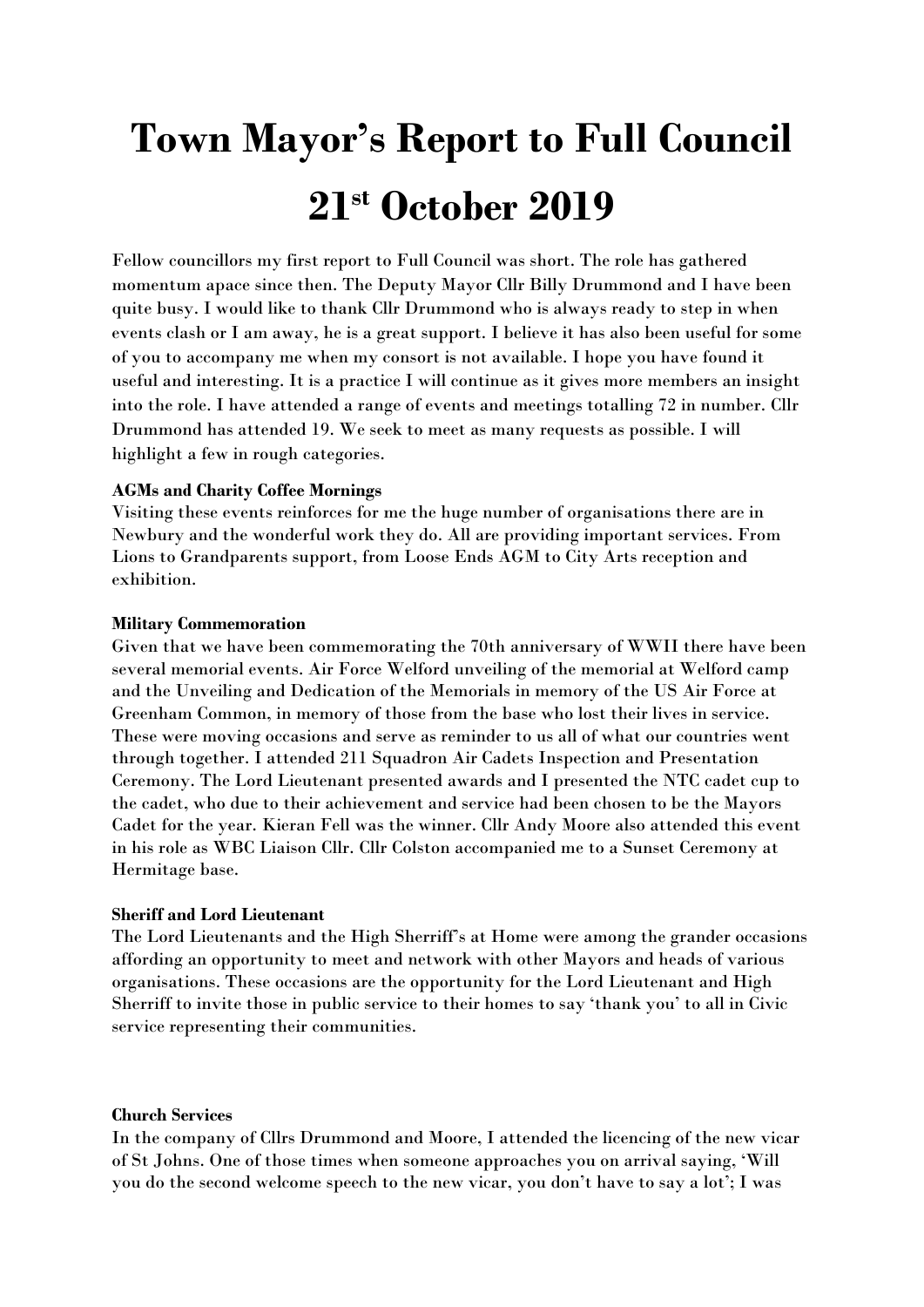# Town Mayor's Report to Full Council 21st October 2019

Fellow councillors my first report to Full Council was short. The role has gathered momentum apace since then. The Deputy Mayor Cllr Billy Drummond and I have been quite busy. I would like to thank Cllr Drummond who is always ready to step in when events clash or I am away, he is a great support. I believe it has also been useful for some of you to accompany me when my consort is not available. I hope you have found it useful and interesting. It is a practice I will continue as it gives more members an insight into the role. I have attended a range of events and meetings totalling 72 in number. Cllr Drummond has attended 19. We seek to meet as many requests as possible. I will highlight a few in rough categories.

**AGMs and Charity Coffee Mornings**

Visiting these events reinforces for me the huge number of organisations there are in Newbury and the wonderful work they do. All are providing important services. From Lions to Grandparents support, from Loose Ends AGM to City Arts reception and exhibition.

**Military Commemoration**

Given that we have been commemorating the 70th anniversary of WWII there have been several memorial events. Air Force Welford unveiling of the memorial at Welford camp and the Unveiling and Dedication of the Memorials in memory of the US Air Force at Greenham Common, in memory of those from the base who lost their lives in service. These were moving occasions and serve as reminder to us all of what our countries went through together. I attended 211 Squadron Air Cadets Inspection and Presentation Ceremony. The Lord Lieutenant presented awards and I presented the NTC cadet cup to the cadet, who due to their achievement and service had been chosen to be the Mayors Cadet for the year. Kieran Fell was the winner. Cllr Andy Moore also attended this event in his role as WBC Liaison Cllr. Cllr Colston accompanied me to a Sunset Ceremony at Hermitage base.

**Sheriff and Lord Lieutenant**

The Lord Lieutenants and the High Sherriff's at Home were among the grander occasions affording an opportunity to meet and network with other Mayors and heads of various organisations. These occasions are the opportunity for the Lord Lieutenant and High Sherriff to invite those in public service to their homes to say 'thank you' to all in Civic service representing their communities.

**Church Services**

In the company of Cllrs Drummond and Moore, I attended the licencing of the new vicar of St Johns. One of those times when someone approaches you on arrival saying, 'Will you do the second welcome speech to the new vicar, you don't have to say a lot'; I was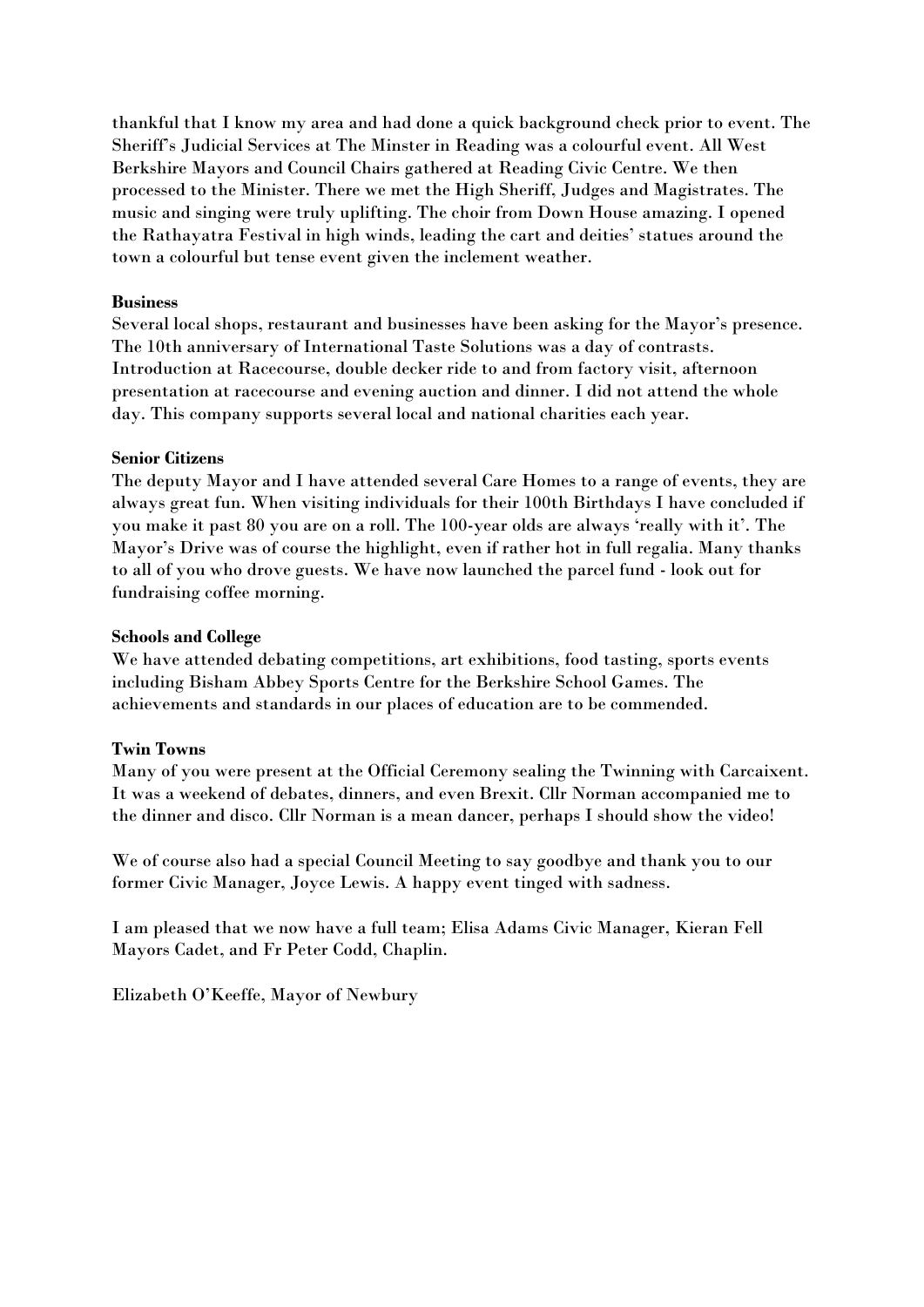thankful that I know my area and had done a quick background check prior to event. The Sheriff's Judicial Services at The Minster in Reading was a colourful event. All West Berkshire Mayors and Council Chairs gathered at Reading Civic Centre. We then processed to the Minister. There we met the High Sheriff, Judges and Magistrates. The music and singing were truly uplifting. The choir from Down House amazing. I opened the Rathayatra Festival in high winds, leading the cart and deities' statues around the town a colourful but tense event given the inclement weather.

**Business**
Several local shops, restaurant and businesses have been asking for the Mayor's presence. The 10th anniversary of International Taste Solutions was a day of contrasts. Introduction at Racecourse, double decker ride to and from factory visit, afternoon presentation at racecourse and evening auction and dinner. I did not attend the whole day. This company supports several local and national charities each year.

**Senior Citizens**
The deputy Mayor and I have attended several Care Homes to a range of events, they are always great fun. When visiting individuals for their 100th Birthdays I have concluded if you make it past 80 you are on a roll. The 100-year olds are always 'really with it'. The Mayor's Drive was of course the highlight, even if rather hot in full regalia. Many thanks to all of you who drove guests. We have now launched the parcel fund - look out for fundraising coffee morning.

**Schools and College**
We have attended debating competitions, art exhibitions, food tasting, sports events including Bisham Abbey Sports Centre for the Berkshire School Games. The achievements and standards in our places of education are to be commended.

**Twin Towns**
Many of you were present at the Official Ceremony sealing the Twinning with Carcaixent. It was a weekend of debates, dinners, and even Brexit. Cllr Norman accompanied me to the dinner and disco. Cllr Norman is a mean dancer, perhaps I should show the video!

We of course also had a special Council Meeting to say goodbye and thank you to our former Civic Manager, Joyce Lewis. A happy event tinged with sadness.

I am pleased that we now have a full team; Elisa Adams Civic Manager, Kieran Fell Mayors Cadet, and Fr Peter Codd, Chaplin.

Elizabeth O'Keeffe, Mayor of Newbury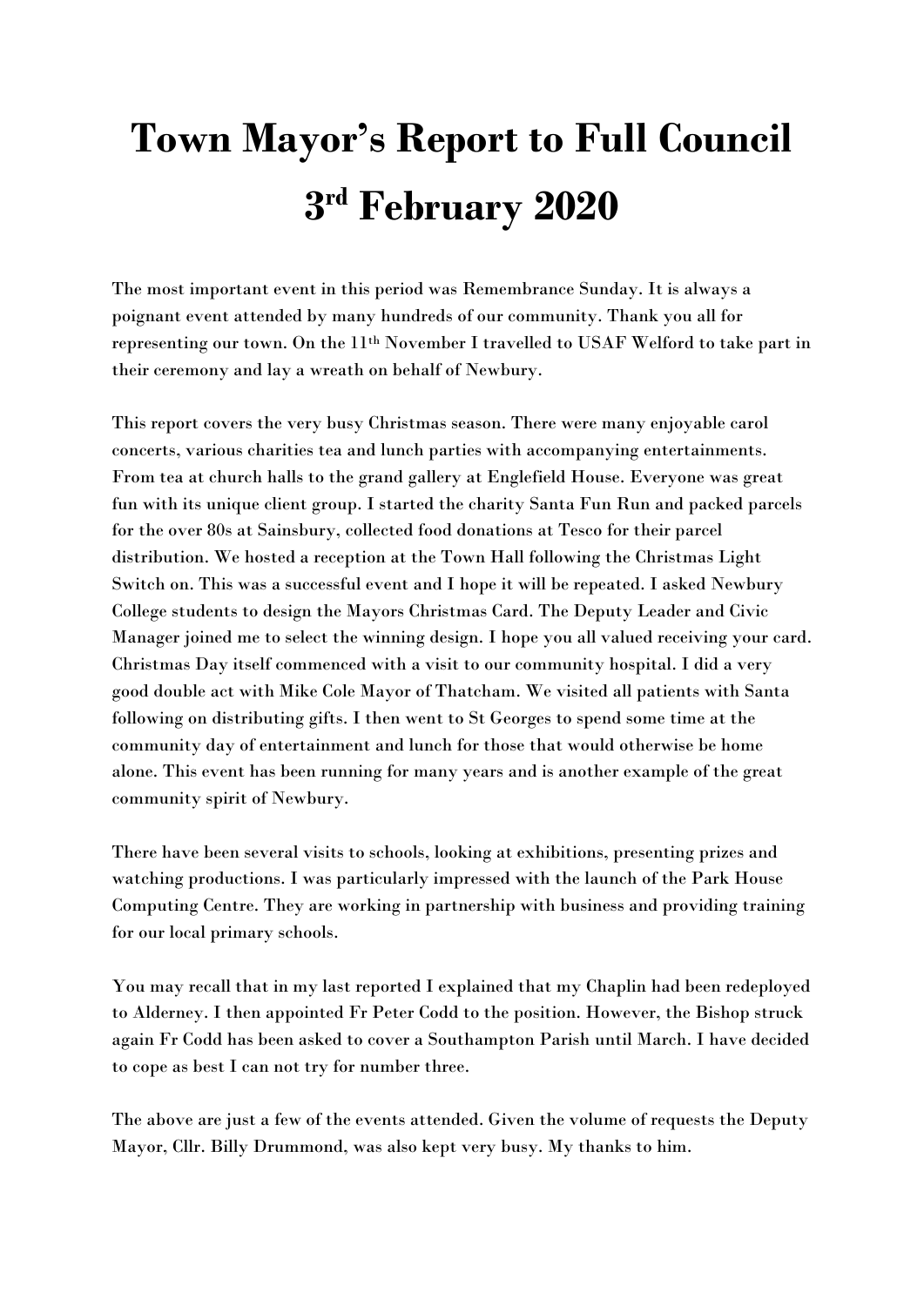# Town Mayor's Report to Full Council 3rd February 2020

The most important event in this period was Remembrance Sunday. It is always a poignant event attended by many hundreds of our community. Thank you all for representing our town. On the 11th November I travelled to USAF Welford to take part in their ceremony and lay a wreath on behalf of Newbury.

This report covers the very busy Christmas season. There were many enjoyable carol concerts, various charities tea and lunch parties with accompanying entertainments. From tea at church halls to the grand gallery at Englefield House. Everyone was great fun with its unique client group. I started the charity Santa Fun Run and packed parcels for the over 80s at Sainsbury, collected food donations at Tesco for their parcel distribution. We hosted a reception at the Town Hall following the Christmas Light Switch on. This was a successful event and I hope it will be repeated. I asked Newbury College students to design the Mayors Christmas Card. The Deputy Leader and Civic Manager joined me to select the winning design. I hope you all valued receiving your card. Christmas Day itself commenced with a visit to our community hospital. I did a very good double act with Mike Cole Mayor of Thatcham. We visited all patients with Santa following on distributing gifts. I then went to St Georges to spend some time at the community day of entertainment and lunch for those that would otherwise be home alone. This event has been running for many years and is another example of the great community spirit of Newbury.

There have been several visits to schools, looking at exhibitions, presenting prizes and watching productions. I was particularly impressed with the launch of the Park House Computing Centre. They are working in partnership with business and providing training for our local primary schools.

You may recall that in my last reported I explained that my Chaplin had been redeployed to Alderney. I then appointed Fr Peter Codd to the position. However, the Bishop struck again Fr Codd has been asked to cover a Southampton Parish until March. I have decided to cope as best I can not try for number three.

The above are just a few of the events attended. Given the volume of requests the Deputy Mayor, Cllr. Billy Drummond, was also kept very busy. My thanks to him.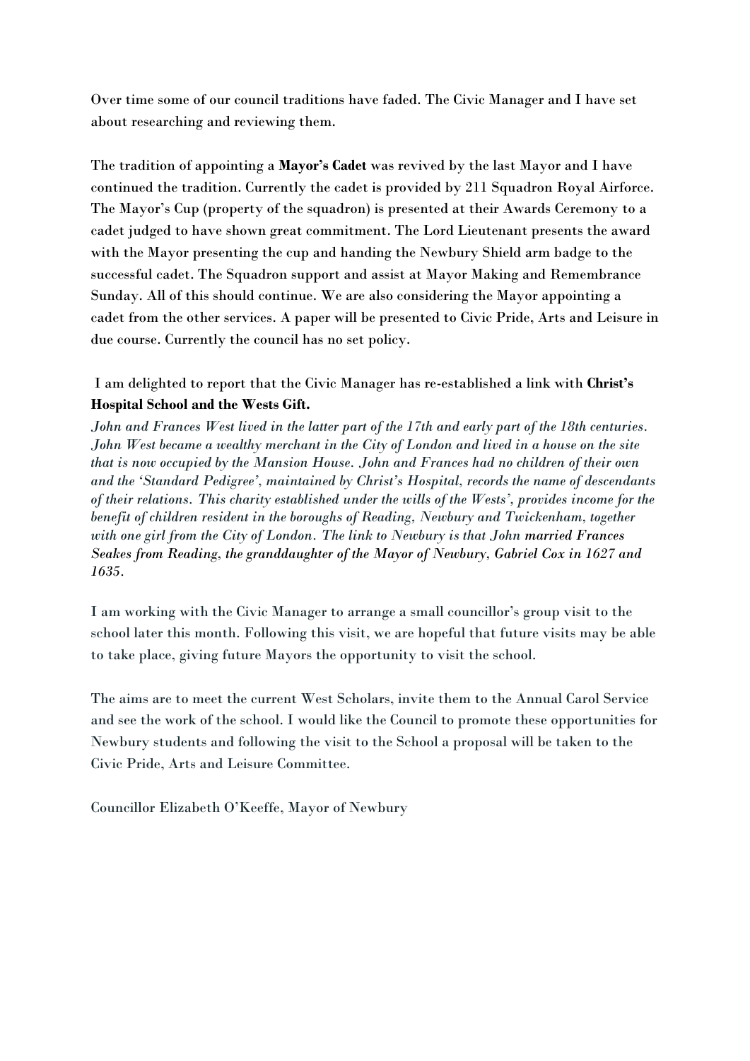Over time some of our council traditions have faded. The Civic Manager and I have set about researching and reviewing them.

The tradition of appointing a **Mayor's Cadet** was revived by the last Mayor and I have continued the tradition. Currently the cadet is provided by 211 Squadron Royal Airforce. The Mayor's Cup (property of the squadron) is presented at their Awards Ceremony to a cadet judged to have shown great commitment. The Lord Lieutenant presents the award with the Mayor presenting the cup and handing the Newbury Shield arm badge to the successful cadet. The Squadron support and assist at Mayor Making and Remembrance Sunday. All of this should continue. We are also considering the Mayor appointing a cadet from the other services. A paper will be presented to Civic Pride, Arts and Leisure in due course. Currently the council has no set policy.

I am delighted to report that the Civic Manager has re-established a link with **Christ's Hospital School and the Wests Gift.**

*John and Frances West lived in the latter part of the 17th and early part of the 18th centuries. John West became a wealthy merchant in the City of London and lived in a house on the site that is now occupied by the Mansion House. John and Frances had no children of their own and the 'Standard Pedigree', maintained by Christ's Hospital, records the name of descendants of their relations. This charity established under the wills of the Wests', provides income for the benefit of children resident in the boroughs of Reading, Newbury and Twickenham, together with one girl from the City of London. The link to Newbury is that John married Frances Seakes from Reading, the granddaughter of the Mayor of Newbury, Gabriel Cox in 1627 and 1635.*

I am working with the Civic Manager to arrange a small councillor's group visit to the school later this month. Following this visit, we are hopeful that future visits may be able to take place, giving future Mayors the opportunity to visit the school.

The aims are to meet the current West Scholars, invite them to the Annual Carol Service and see the work of the school. I would like the Council to promote these opportunities for Newbury students and following the visit to the School a proposal will be taken to the Civic Pride, Arts and Leisure Committee.

Councillor Elizabeth O'Keeffe, Mayor of Newbury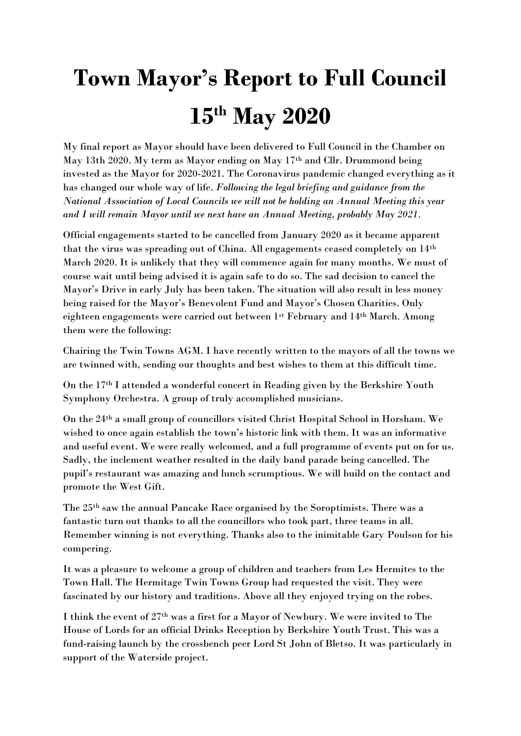# Town Mayor's Report to Full Council 15th May 2020

My final report as Mayor should have been delivered to Full Council in the Chamber on May 13th 2020. My term as Mayor ending on May 17th and Cllr. Drummond being invested as the Mayor for 2020-2021. The Coronavirus pandemic changed everything as it has changed our whole way of life. *Following the legal briefing and guidance from the National Association of Local Councils we will not be holding an Annual Meeting this year and I will remain Mayor until we next have an Annual Meeting, probably May 2021.*

Official engagements started to be cancelled from January 2020 as it became apparent that the virus was spreading out of China. All engagements ceased completely on 14th March 2020. It is unlikely that they will commence again for many months. We must of course wait until being advised it is again safe to do so. The sad decision to cancel the Mayor's Drive in early July has been taken. The situation will also result in less money being raised for the Mayor's Benevolent Fund and Mayor's Chosen Charities. Only eighteen engagements were carried out between 1st February and 14th March. Among them were the following:

Chairing the Twin Towns AGM. I have recently written to the mayors of all the towns we are twinned with, sending our thoughts and best wishes to them at this difficult time.

On the 17th I attended a wonderful concert in Reading given by the Berkshire Youth Symphony Orchestra. A group of truly accomplished musicians.

On the 24th a small group of councillors visited Christ Hospital School in Horsham. We wished to once again establish the town's historic link with them. It was an informative and useful event. We were really welcomed, and a full programme of events put on for us. Sadly, the inclement weather resulted in the daily band parade being cancelled. The pupil's restaurant was amazing and lunch scrumptious. We will build on the contact and promote the West Gift.

The 25th saw the annual Pancake Race organised by the Soroptimists. There was a fantastic turn out thanks to all the councillors who took part, three teams in all. Remember winning is not everything. Thanks also to the inimitable Gary Poulson for his compering.

It was a pleasure to welcome a group of children and teachers from Les Hermites to the Town Hall. The Hermitage Twin Towns Group had requested the visit. They were fascinated by our history and traditions. Above all they enjoyed trying on the robes.

I think the event of 27th was a first for a Mayor of Newbury. We were invited to The House of Lords for an official Drinks Reception by Berkshire Youth Trust. This was a fund-raising launch by the crossbench peer Lord St John of Bletso. It was particularly in support of the Waterside project.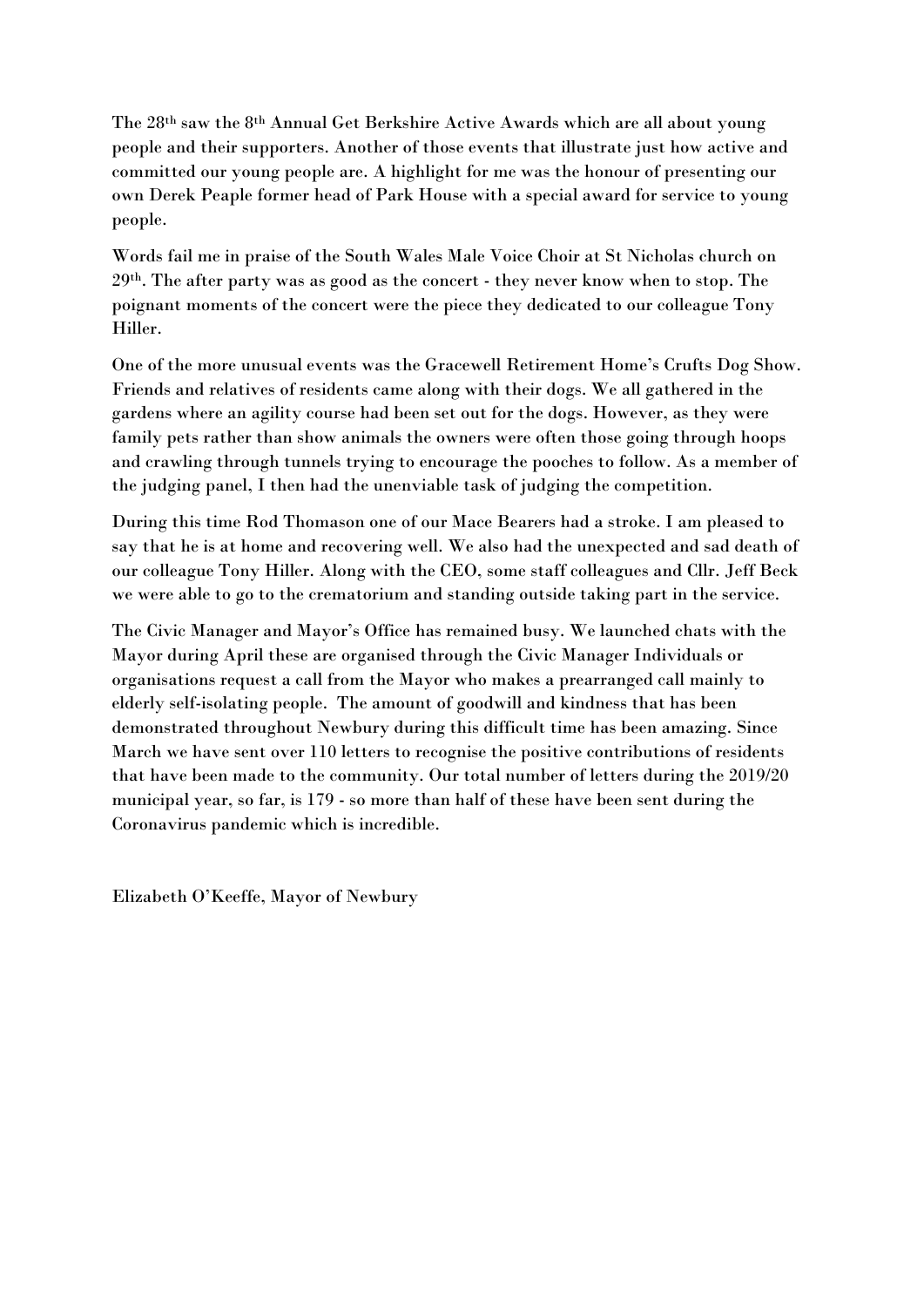The 28th saw the 8th Annual Get Berkshire Active Awards which are all about young people and their supporters. Another of those events that illustrate just how active and committed our young people are. A highlight for me was the honour of presenting our own Derek Peaple former head of Park House with a special award for service to young people.

Words fail me in praise of the South Wales Male Voice Choir at St Nicholas church on 29th. The after party was as good as the concert - they never know when to stop. The poignant moments of the concert were the piece they dedicated to our colleague Tony Hiller.

One of the more unusual events was the Gracewell Retirement Home's Crufts Dog Show. Friends and relatives of residents came along with their dogs. We all gathered in the gardens where an agility course had been set out for the dogs. However, as they were family pets rather than show animals the owners were often those going through hoops and crawling through tunnels trying to encourage the pooches to follow. As a member of the judging panel, I then had the unenviable task of judging the competition.

During this time Rod Thomason one of our Mace Bearers had a stroke. I am pleased to say that he is at home and recovering well. We also had the unexpected and sad death of our colleague Tony Hiller. Along with the CEO, some staff colleagues and Cllr. Jeff Beck we were able to go to the crematorium and standing outside taking part in the service.

The Civic Manager and Mayor's Office has remained busy. We launched chats with the Mayor during April these are organised through the Civic Manager Individuals or organisations request a call from the Mayor who makes a prearranged call mainly to elderly self-isolating people. The amount of goodwill and kindness that has been demonstrated throughout Newbury during this difficult time has been amazing. Since March we have sent over 110 letters to recognise the positive contributions of residents that have been made to the community. Our total number of letters during the 2019/20 municipal year, so far, is 179 - so more than half of these have been sent during the Coronavirus pandemic which is incredible.

Elizabeth O'Keeffe, Mayor of Newbury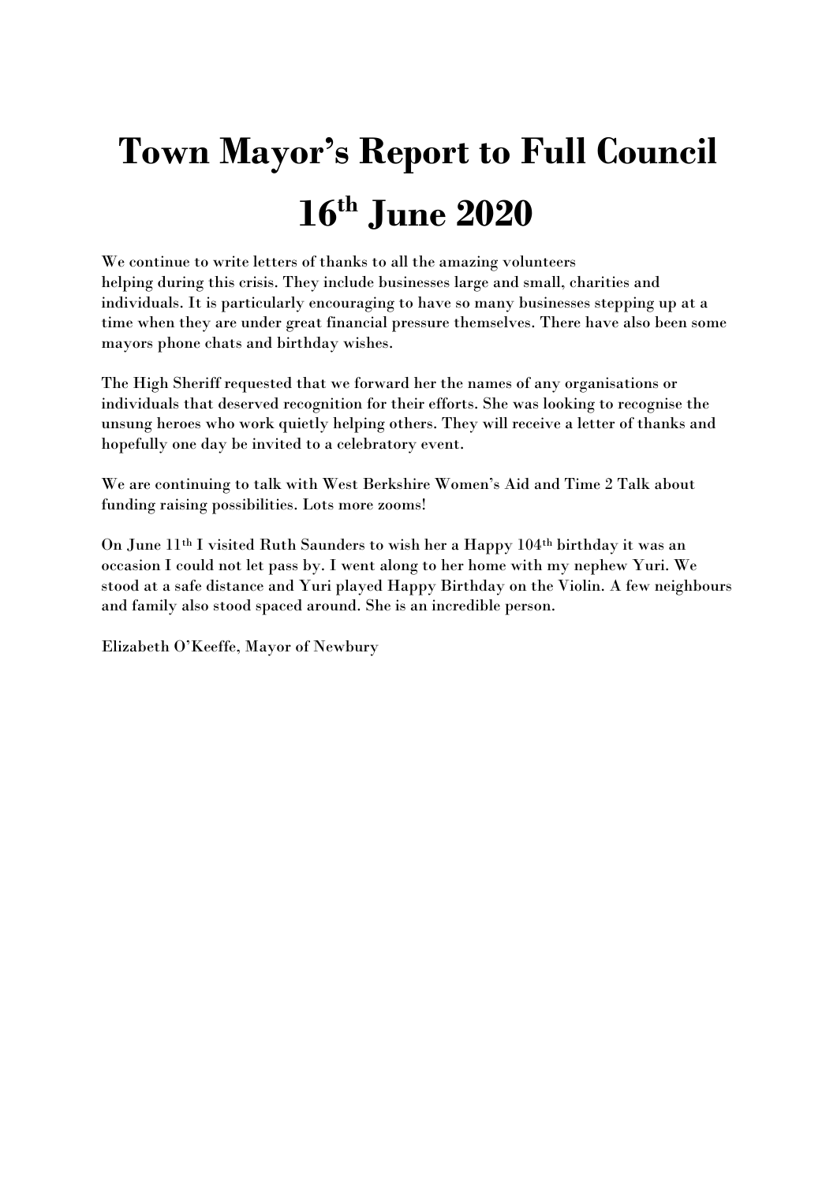# Town Mayor's Report to Full Council 16th June 2020

We continue to write letters of thanks to all the amazing volunteers helping during this crisis. They include businesses large and small, charities and individuals. It is particularly encouraging to have so many businesses stepping up at a time when they are under great financial pressure themselves. There have also been some mayors phone chats and birthday wishes.

The High Sheriff requested that we forward her the names of any organisations or individuals that deserved recognition for their efforts. She was looking to recognise the unsung heroes who work quietly helping others. They will receive a letter of thanks and hopefully one day be invited to a celebratory event.

We are continuing to talk with West Berkshire Women's Aid and Time 2 Talk about funding raising possibilities. Lots more zooms!

On June 11th I visited Ruth Saunders to wish her a Happy 104th birthday it was an occasion I could not let pass by. I went along to her home with my nephew Yuri. We stood at a safe distance and Yuri played Happy Birthday on the Violin. A few neighbours and family also stood spaced around. She is an incredible person.

Elizabeth O'Keeffe, Mayor of Newbury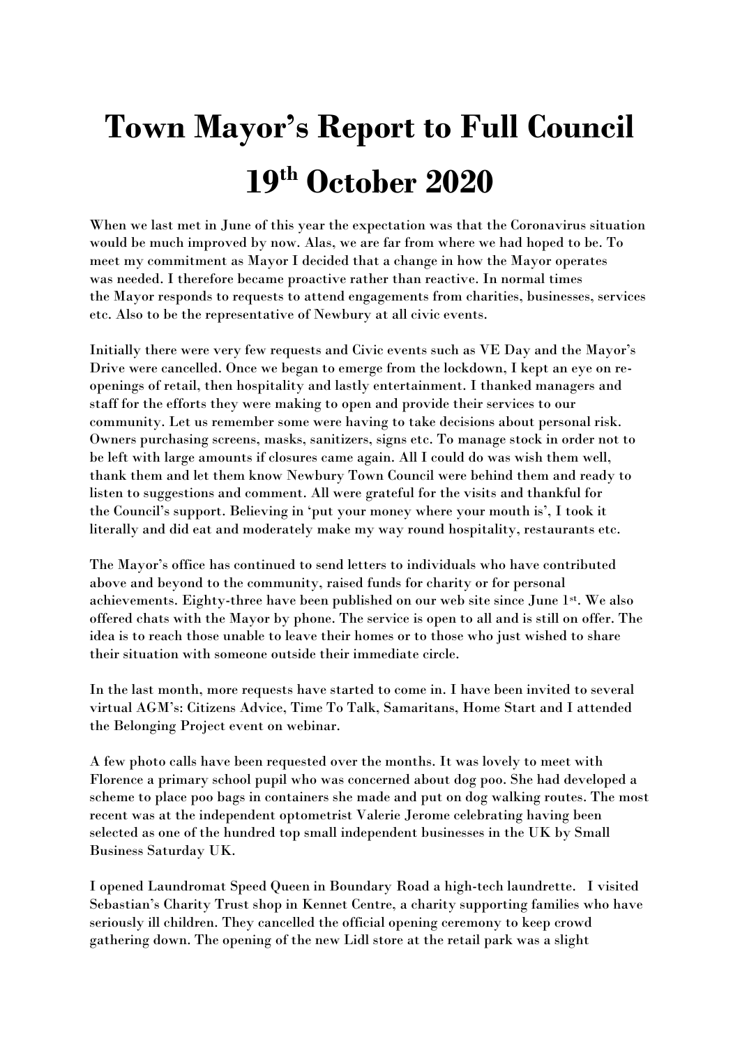# Town Mayor's Report to Full Council 19th October 2020

When we last met in June of this year the expectation was that the Coronavirus situation would be much improved by now. Alas, we are far from where we had hoped to be. To meet my commitment as Mayor I decided that a change in how the Mayor operates was needed. I therefore became proactive rather than reactive. In normal times the Mayor responds to requests to attend engagements from charities, businesses, services etc. Also to be the representative of Newbury at all civic events.

Initially there were very few requests and Civic events such as VE Day and the Mayor's Drive were cancelled. Once we began to emerge from the lockdown, I kept an eye on re-openings of retail, then hospitality and lastly entertainment. I thanked managers and staff for the efforts they were making to open and provide their services to our community. Let us remember some were having to take decisions about personal risk. Owners purchasing screens, masks, sanitizers, signs etc. To manage stock in order not to be left with large amounts if closures came again. All I could do was wish them well, thank them and let them know Newbury Town Council were behind them and ready to listen to suggestions and comment. All were grateful for the visits and thankful for the Council's support. Believing in 'put your money where your mouth is', I took it literally and did eat and moderately make my way round hospitality, restaurants etc.

The Mayor's office has continued to send letters to individuals who have contributed above and beyond to the community, raised funds for charity or for personal achievements. Eighty-three have been published on our web site since June 1st. We also offered chats with the Mayor by phone. The service is open to all and is still on offer. The idea is to reach those unable to leave their homes or to those who just wished to share their situation with someone outside their immediate circle.

In the last month, more requests have started to come in. I have been invited to several virtual AGM's: Citizens Advice, Time To Talk, Samaritans, Home Start and I attended the Belonging Project event on webinar.

A few photo calls have been requested over the months. It was lovely to meet with Florence a primary school pupil who was concerned about dog poo. She had developed a scheme to place poo bags in containers she made and put on dog walking routes. The most recent was at the independent optometrist Valerie Jerome celebrating having been selected as one of the hundred top small independent businesses in the UK by Small Business Saturday UK.

I opened Laundromat Speed Queen in Boundary Road a high-tech laundrette. I visited Sebastian's Charity Trust shop in Kennet Centre, a charity supporting families who have seriously ill children. They cancelled the official opening ceremony to keep crowd gathering down. The opening of the new Lidl store at the retail park was a slight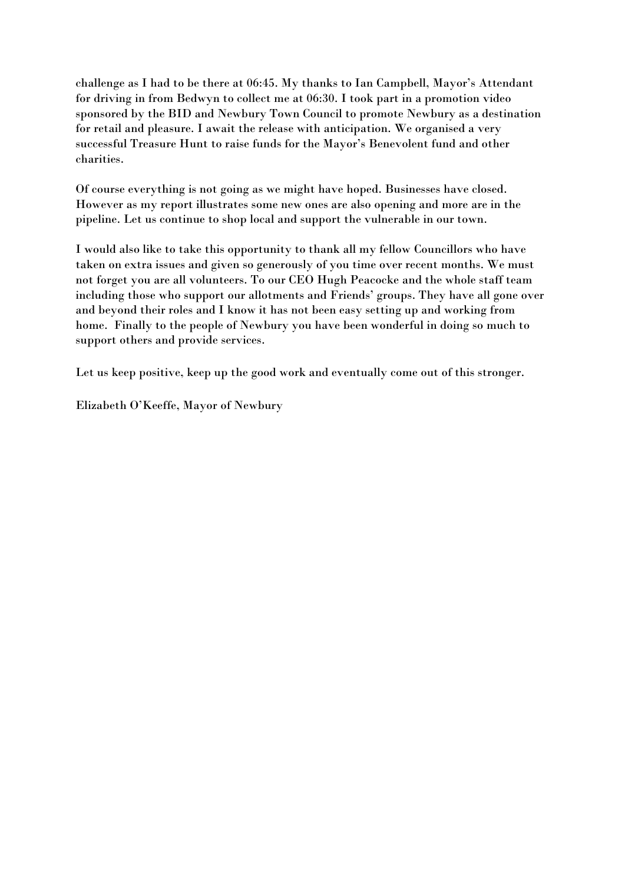challenge as I had to be there at 06:45. My thanks to Ian Campbell, Mayor's Attendant for driving in from Bedwyn to collect me at 06:30. I took part in a promotion video sponsored by the BID and Newbury Town Council to promote Newbury as a destination for retail and pleasure. I await the release with anticipation. We organised a very successful Treasure Hunt to raise funds for the Mayor's Benevolent fund and other charities.

Of course everything is not going as we might have hoped. Businesses have closed. However as my report illustrates some new ones are also opening and more are in the pipeline. Let us continue to shop local and support the vulnerable in our town.

I would also like to take this opportunity to thank all my fellow Councillors who have taken on extra issues and given so generously of you time over recent months. We must not forget you are all volunteers. To our CEO Hugh Peacocke and the whole staff team including those who support our allotments and Friends' groups. They have all gone over and beyond their roles and I know it has not been easy setting up and working from home. Finally to the people of Newbury you have been wonderful in doing so much to support others and provide services.

Let us keep positive, keep up the good work and eventually come out of this stronger.

Elizabeth O'Keeffe, Mayor of Newbury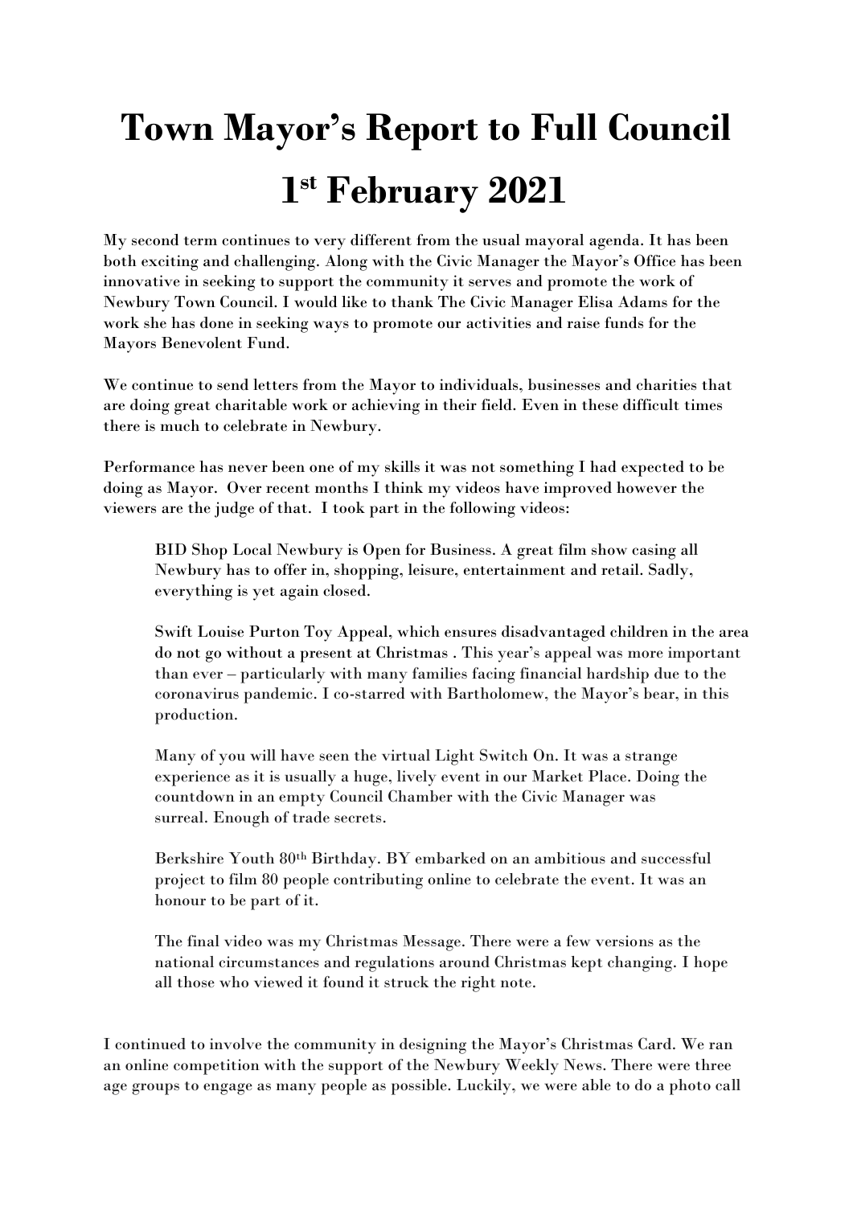# Town Mayor's Report to Full Council 1st February 2021

My second term continues to very different from the usual mayoral agenda. It has been both exciting and challenging. Along with the Civic Manager the Mayor's Office has been innovative in seeking to support the community it serves and promote the work of Newbury Town Council. I would like to thank The Civic Manager Elisa Adams for the work she has done in seeking ways to promote our activities and raise funds for the Mayors Benevolent Fund.

We continue to send letters from the Mayor to individuals, businesses and charities that are doing great charitable work or achieving in their field. Even in these difficult times there is much to celebrate in Newbury.

Performance has never been one of my skills it was not something I had expected to be doing as Mayor. Over recent months I think my videos have improved however the viewers are the judge of that. I took part in the following videos:

> BID Shop Local Newbury is Open for Business. A great film show casing all Newbury has to offer in, shopping, leisure, entertainment and retail. Sadly, everything is yet again closed.
>
> Swift Louise Purton Toy Appeal, which ensures disadvantaged children in the area do not go without a present at Christmas . This year's appeal was more important than ever – particularly with many families facing financial hardship due to the coronavirus pandemic. I co-starred with Bartholomew, the Mayor's bear, in this production.
>
> Many of you will have seen the virtual Light Switch On. It was a strange experience as it is usually a huge, lively event in our Market Place. Doing the countdown in an empty Council Chamber with the Civic Manager was surreal. Enough of trade secrets.
>
> Berkshire Youth 80th Birthday. BY embarked on an ambitious and successful project to film 80 people contributing online to celebrate the event. It was an honour to be part of it.
>
> The final video was my Christmas Message. There were a few versions as the national circumstances and regulations around Christmas kept changing. I hope all those who viewed it found it struck the right note.

I continued to involve the community in designing the Mayor's Christmas Card. We ran an online competition with the support of the Newbury Weekly News. There were three age groups to engage as many people as possible. Luckily, we were able to do a photo call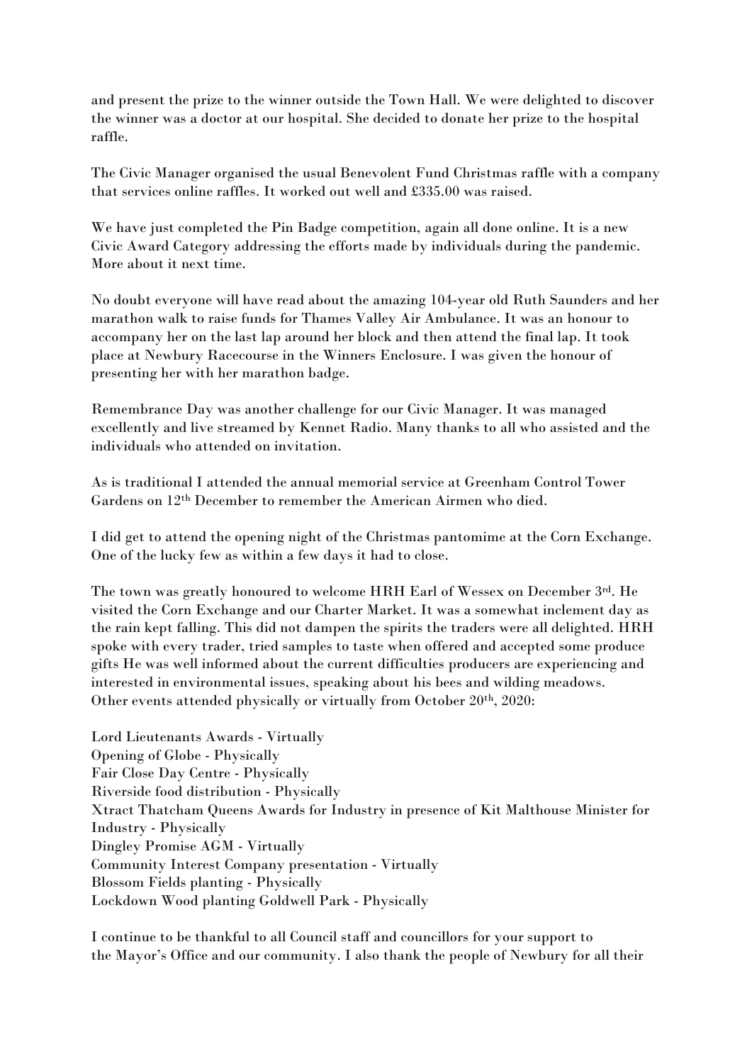and present the prize to the winner outside the Town Hall. We were delighted to discover the winner was a doctor at our hospital. She decided to donate her prize to the hospital raffle.

The Civic Manager organised the usual Benevolent Fund Christmas raffle with a company that services online raffles. It worked out well and £335.00 was raised.

We have just completed the Pin Badge competition, again all done online. It is a new Civic Award Category addressing the efforts made by individuals during the pandemic. More about it next time.

No doubt everyone will have read about the amazing 104-year old Ruth Saunders and her marathon walk to raise funds for Thames Valley Air Ambulance. It was an honour to accompany her on the last lap around her block and then attend the final lap. It took place at Newbury Racecourse in the Winners Enclosure. I was given the honour of presenting her with her marathon badge.

Remembrance Day was another challenge for our Civic Manager. It was managed excellently and live streamed by Kennet Radio. Many thanks to all who assisted and the individuals who attended on invitation.

As is traditional I attended the annual memorial service at Greenham Control Tower Gardens on 12th December to remember the American Airmen who died.

I did get to attend the opening night of the Christmas pantomime at the Corn Exchange. One of the lucky few as within a few days it had to close.

The town was greatly honoured to welcome HRH Earl of Wessex on December 3rd. He visited the Corn Exchange and our Charter Market. It was a somewhat inclement day as the rain kept falling. This did not dampen the spirits the traders were all delighted. HRH spoke with every trader, tried samples to taste when offered and accepted some produce gifts He was well informed about the current difficulties producers are experiencing and interested in environmental issues, speaking about his bees and wilding meadows.
Other events attended physically or virtually from October 20th, 2020:

Lord Lieutenants Awards - Virtually
Opening of Globe - Physically
Fair Close Day Centre - Physically
Riverside food distribution - Physically
Xtract Thatcham Queens Awards for Industry in presence of Kit Malthouse Minister for Industry - Physically
Dingley Promise AGM - Virtually
Community Interest Company presentation - Virtually
Blossom Fields planting - Physically
Lockdown Wood planting Goldwell Park - Physically

I continue to be thankful to all Council staff and councillors for your support to the Mayor's Office and our community. I also thank the people of Newbury for all their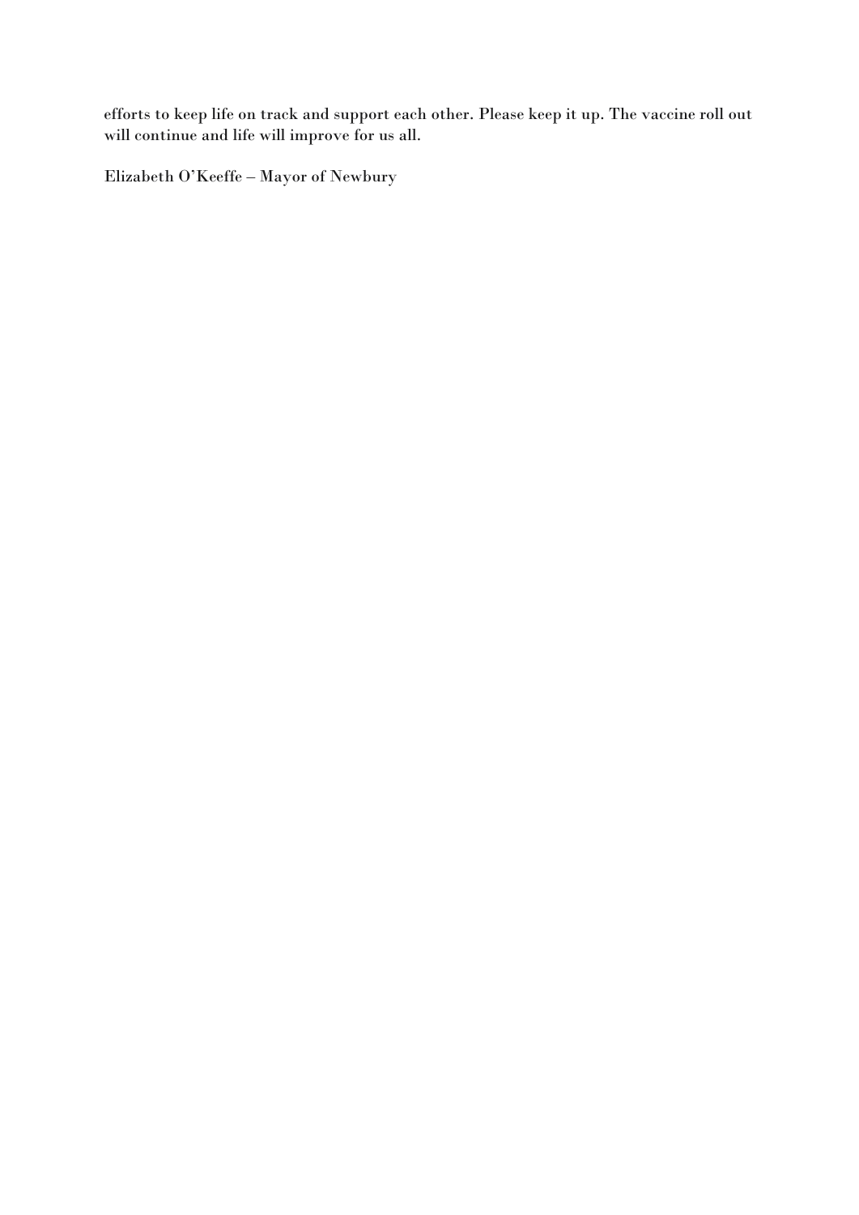efforts to keep life on track and support each other. Please keep it up. The vaccine roll out will continue and life will improve for us all.

Elizabeth O'Keeffe – Mayor of Newbury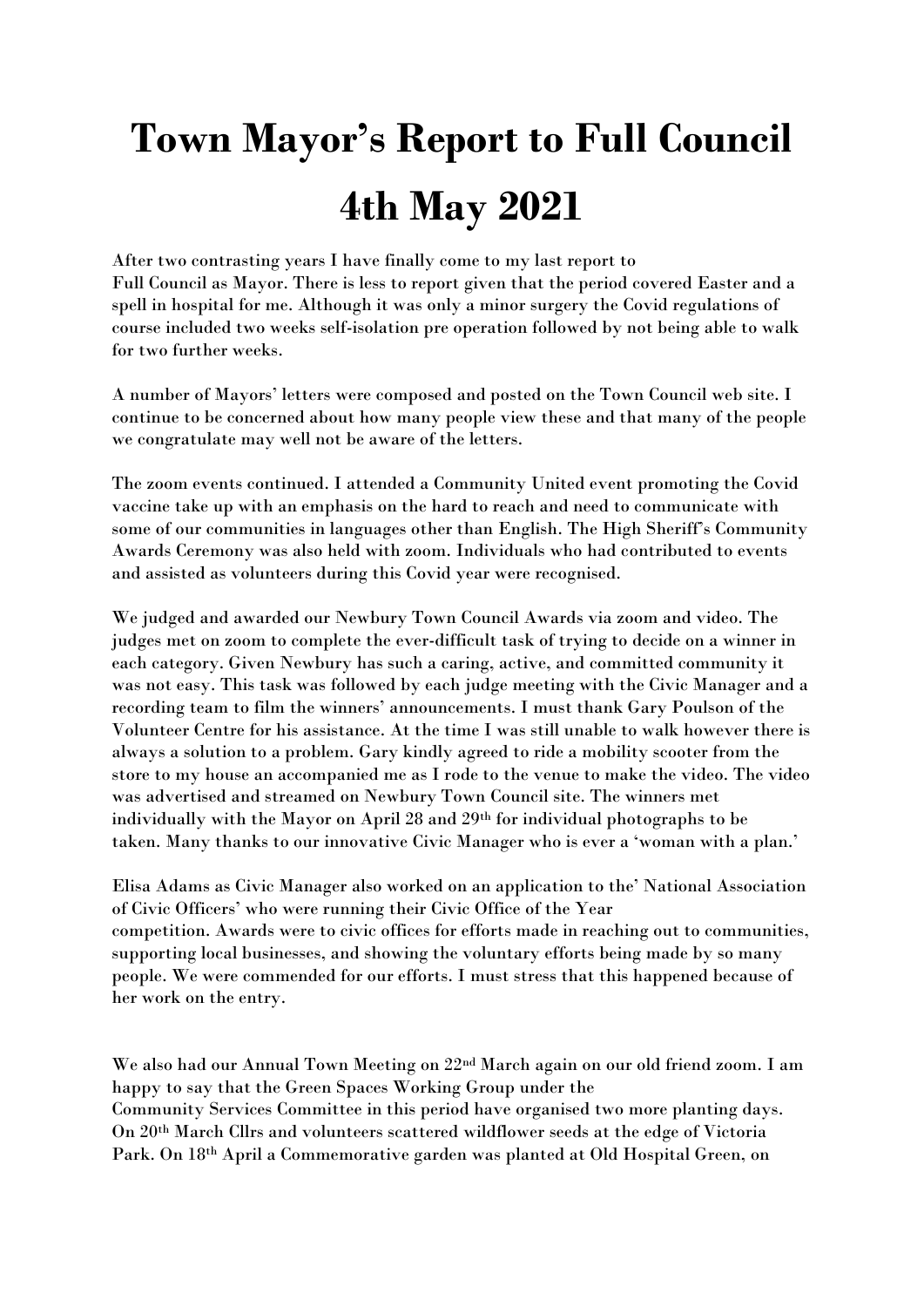# Town Mayor's Report to Full Council 4th May 2021

After two contrasting years I have finally come to my last report to Full Council as Mayor. There is less to report given that the period covered Easter and a spell in hospital for me. Although it was only a minor surgery the Covid regulations of course included two weeks self-isolation pre operation followed by not being able to walk for two further weeks.

A number of Mayors' letters were composed and posted on the Town Council web site. I continue to be concerned about how many people view these and that many of the people we congratulate may well not be aware of the letters.

The zoom events continued. I attended a Community United event promoting the Covid vaccine take up with an emphasis on the hard to reach and need to communicate with some of our communities in languages other than English. The High Sheriff's Community Awards Ceremony was also held with zoom. Individuals who had contributed to events and assisted as volunteers during this Covid year were recognised.

We judged and awarded our Newbury Town Council Awards via zoom and video. The judges met on zoom to complete the ever-difficult task of trying to decide on a winner in each category. Given Newbury has such a caring, active, and committed community it was not easy. This task was followed by each judge meeting with the Civic Manager and a recording team to film the winners' announcements. I must thank Gary Poulson of the Volunteer Centre for his assistance. At the time I was still unable to walk however there is always a solution to a problem. Gary kindly agreed to ride a mobility scooter from the store to my house an accompanied me as I rode to the venue to make the video. The video was advertised and streamed on Newbury Town Council site. The winners met individually with the Mayor on April 28 and 29th for individual photographs to be taken. Many thanks to our innovative Civic Manager who is ever a 'woman with a plan.'

Elisa Adams as Civic Manager also worked on an application to the' National Association of Civic Officers' who were running their Civic Office of the Year competition. Awards were to civic offices for efforts made in reaching out to communities, supporting local businesses, and showing the voluntary efforts being made by so many people. We were commended for our efforts. I must stress that this happened because of her work on the entry.

We also had our Annual Town Meeting on 22nd March again on our old friend zoom. I am happy to say that the Green Spaces Working Group under the Community Services Committee in this period have organised two more planting days. On 20th March Cllrs and volunteers scattered wildflower seeds at the edge of Victoria Park. On 18th April a Commemorative garden was planted at Old Hospital Green, on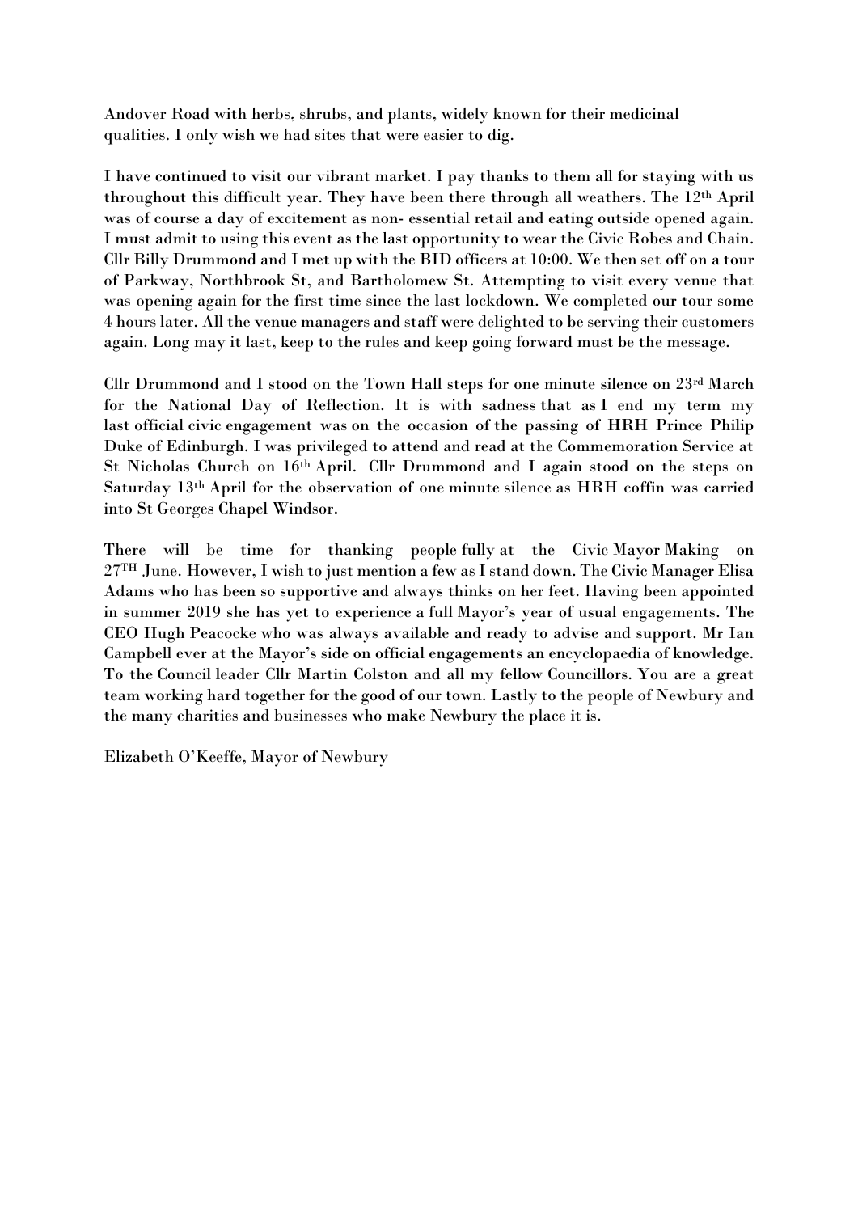Andover Road with herbs, shrubs, and plants, widely known for their medicinal qualities. I only wish we had sites that were easier to dig.

I have continued to visit our vibrant market. I pay thanks to them all for staying with us throughout this difficult year. They have been there through all weathers. The 12th April was of course a day of excitement as non- essential retail and eating outside opened again. I must admit to using this event as the last opportunity to wear the Civic Robes and Chain. Cllr Billy Drummond and I met up with the BID officers at 10:00. We then set off on a tour of Parkway, Northbrook St, and Bartholomew St. Attempting to visit every venue that was opening again for the first time since the last lockdown. We completed our tour some 4 hours later. All the venue managers and staff were delighted to be serving their customers again. Long may it last, keep to the rules and keep going forward must be the message.

Cllr Drummond and I stood on the Town Hall steps for one minute silence on 23rd March for the National Day of Reflection. It is with sadness that as I end my term my last official civic engagement was on the occasion of the passing of HRH Prince Philip Duke of Edinburgh. I was privileged to attend and read at the Commemoration Service at St Nicholas Church on 16th April. Cllr Drummond and I again stood on the steps on Saturday 13th April for the observation of one minute silence as HRH coffin was carried into St Georges Chapel Windsor.

There will be time for thanking people fully at the Civic Mayor Making on 27TH June. However, I wish to just mention a few as I stand down. The Civic Manager Elisa Adams who has been so supportive and always thinks on her feet. Having been appointed in summer 2019 she has yet to experience a full Mayor's year of usual engagements. The CEO Hugh Peacocke who was always available and ready to advise and support. Mr Ian Campbell ever at the Mayor's side on official engagements an encyclopaedia of knowledge. To the Council leader Cllr Martin Colston and all my fellow Councillors. You are a great team working hard together for the good of our town. Lastly to the people of Newbury and the many charities and businesses who make Newbury the place it is.

Elizabeth O'Keeffe, Mayor of Newbury